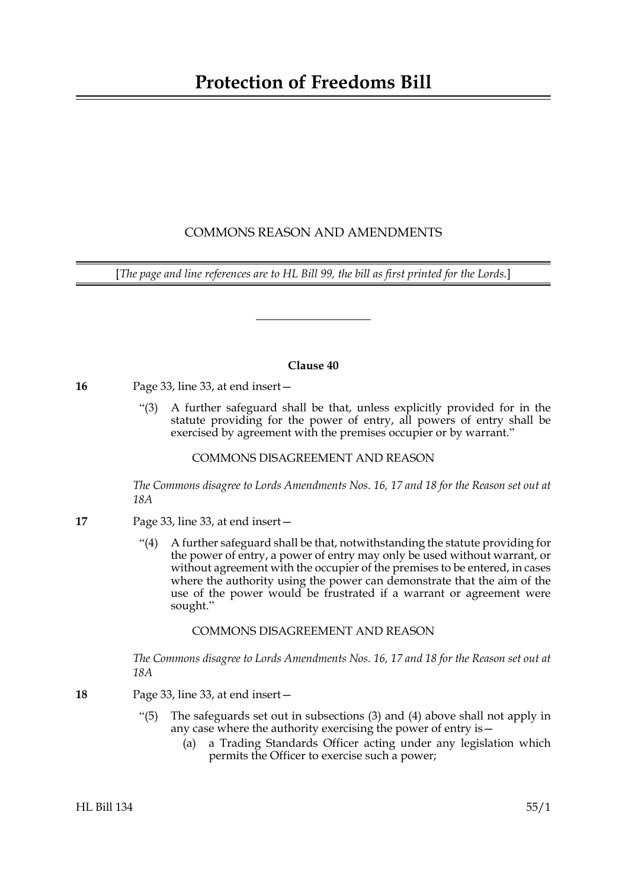# Protection of Freedoms Bill

COMMONS REASON AND AMENDMENTS

[*The page and line references are to HL Bill 99, the bill as first printed for the Lords.*]

---

**Clause 40**

**16** Page 33, line 33, at end insert—

"(3) A further safeguard shall be that, unless explicitly provided for in the statute providing for the power of entry, all powers of entry shall be exercised by agreement with the premises occupier or by warrant."

COMMONS DISAGREEMENT AND REASON

*The Commons disagree to Lords Amendments Nos. 16, 17 and 18 for the Reason set out at 18A*

**17** Page 33, line 33, at end insert—

"(4) A further safeguard shall be that, notwithstanding the statute providing for the power of entry, a power of entry may only be used without warrant, or without agreement with the occupier of the premises to be entered, in cases where the authority using the power can demonstrate that the aim of the use of the power would be frustrated if a warrant or agreement were sought."

COMMONS DISAGREEMENT AND REASON

*The Commons disagree to Lords Amendments Nos. 16, 17 and 18 for the Reason set out at 18A*

**18** Page 33, line 33, at end insert—

"(5) The safeguards set out in subsections (3) and (4) above shall not apply in any case where the authority exercising the power of entry is—

(a) a Trading Standards Officer acting under any legislation which permits the Officer to exercise such a power;

HL Bill 134 55/1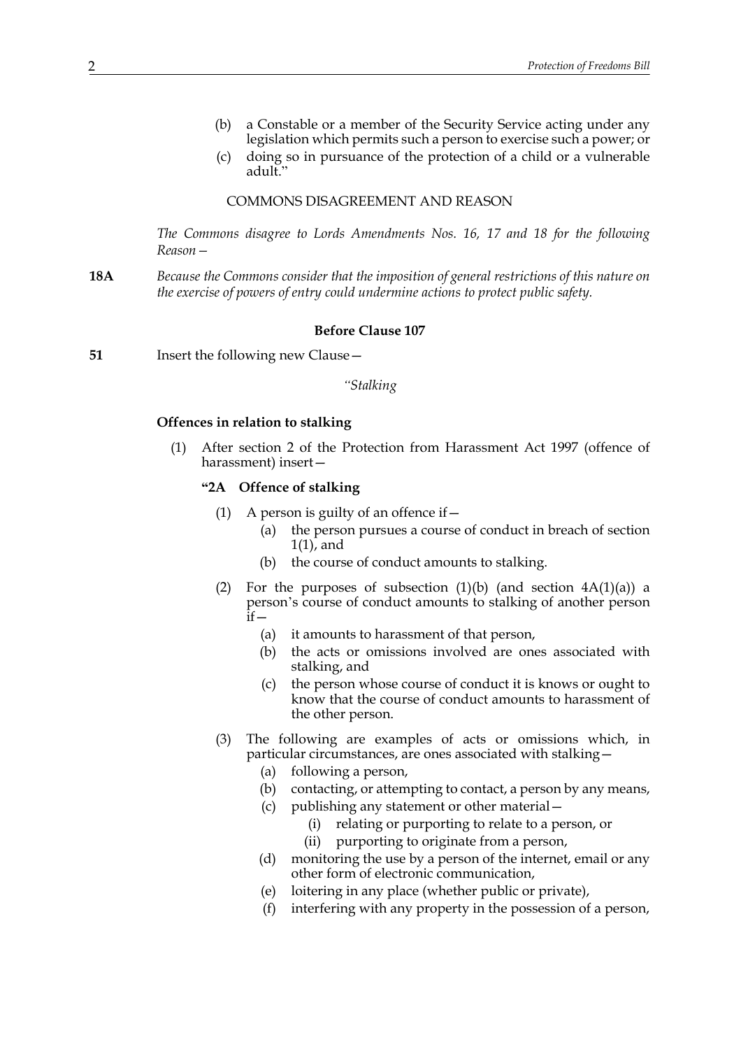(b) a Constable or a member of the Security Service acting under any legislation which permits such a person to exercise such a power; or

(c) doing so in pursuance of the protection of a child or a vulnerable adult."

COMMONS DISAGREEMENT AND REASON

*The Commons disagree to Lords Amendments Nos. 16, 17 and 18 for the following Reason—*

**18A** *Because the Commons consider that the imposition of general restrictions of this nature on the exercise of powers of entry could undermine actions to protect public safety.*

**Before Clause 107**

**51** Insert the following new Clause—

*"Stalking*

**Offences in relation to stalking**

(1) After section 2 of the Protection from Harassment Act 1997 (offence of harassment) insert—

**"2A Offence of stalking**

(1) A person is guilty of an offence if—

(a) the person pursues a course of conduct in breach of section 1(1), and

(b) the course of conduct amounts to stalking.

(2) For the purposes of subsection (1)(b) (and section 4A(1)(a)) a person's course of conduct amounts to stalking of another person if—

(a) it amounts to harassment of that person,

(b) the acts or omissions involved are ones associated with stalking, and

(c) the person whose course of conduct it is knows or ought to know that the course of conduct amounts to harassment of the other person.

(3) The following are examples of acts or omissions which, in particular circumstances, are ones associated with stalking—

(a) following a person,

(b) contacting, or attempting to contact, a person by any means,

(c) publishing any statement or other material—

(i) relating or purporting to relate to a person, or

(ii) purporting to originate from a person,

(d) monitoring the use by a person of the internet, email or any other form of electronic communication,

(e) loitering in any place (whether public or private),

(f) interfering with any property in the possession of a person,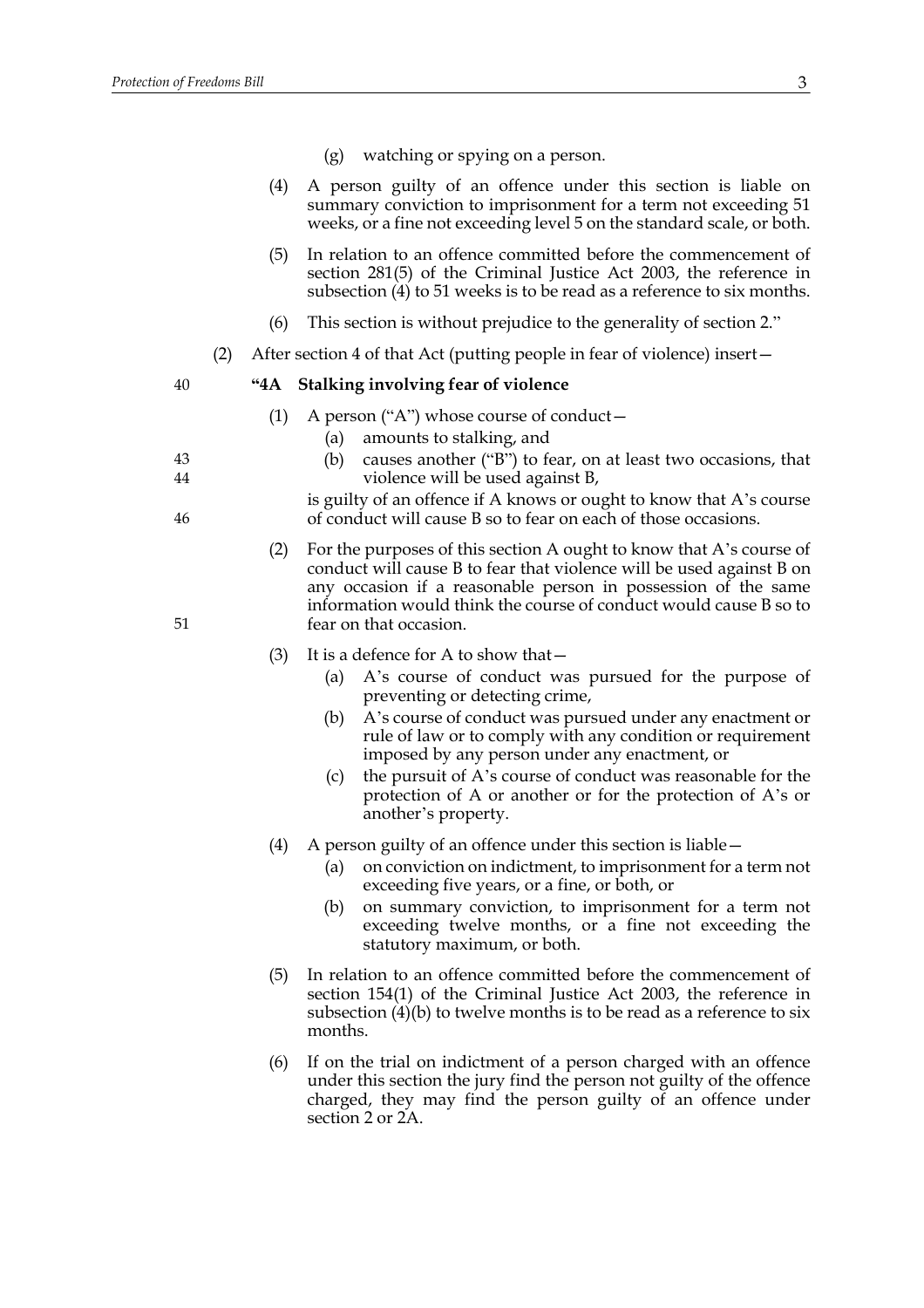(g) watching or spying on a person.

(4) A person guilty of an offence under this section is liable on summary conviction to imprisonment for a term not exceeding 51 weeks, or a fine not exceeding level 5 on the standard scale, or both.

(5) In relation to an offence committed before the commencement of section 281(5) of the Criminal Justice Act 2003, the reference in subsection (4) to 51 weeks is to be read as a reference to six months.

(6) This section is without prejudice to the generality of section 2."

(2) After section 4 of that Act (putting people in fear of violence) insert—

**"4A Stalking involving fear of violence**

(1) A person ("A") whose course of conduct—

(a) amounts to stalking, and

(b) causes another ("B") to fear, on at least two occasions, that violence will be used against B,

is guilty of an offence if A knows or ought to know that A's course of conduct will cause B so to fear on each of those occasions.

(2) For the purposes of this section A ought to know that A's course of conduct will cause B to fear that violence will be used against B on any occasion if a reasonable person in possession of the same information would think the course of conduct would cause B so to fear on that occasion.

(3) It is a defence for A to show that—

(a) A's course of conduct was pursued for the purpose of preventing or detecting crime,

(b) A's course of conduct was pursued under any enactment or rule of law or to comply with any condition or requirement imposed by any person under any enactment, or

(c) the pursuit of A's course of conduct was reasonable for the protection of A or another or for the protection of A's or another's property.

(4) A person guilty of an offence under this section is liable—

(a) on conviction on indictment, to imprisonment for a term not exceeding five years, or a fine, or both, or

(b) on summary conviction, to imprisonment for a term not exceeding twelve months, or a fine not exceeding the statutory maximum, or both.

(5) In relation to an offence committed before the commencement of section 154(1) of the Criminal Justice Act 2003, the reference in subsection (4)(b) to twelve months is to be read as a reference to six months.

(6) If on the trial on indictment of a person charged with an offence under this section the jury find the person not guilty of the offence charged, they may find the person guilty of an offence under section 2 or 2A.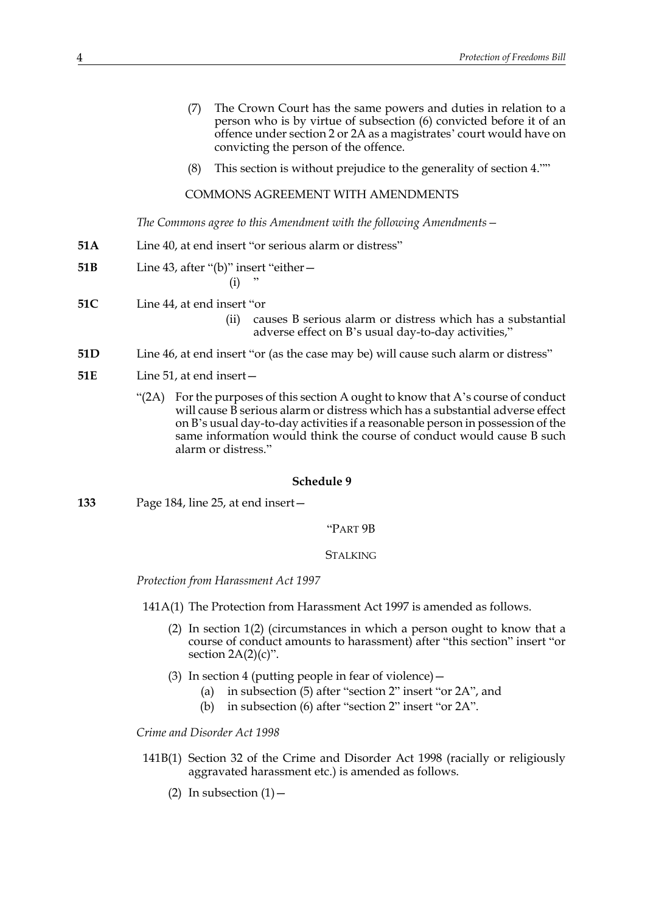(7) The Crown Court has the same powers and duties in relation to a person who is by virtue of subsection (6) convicted before it of an offence under section 2 or 2A as a magistrates' court would have on convicting the person of the offence.

(8) This section is without prejudice to the generality of section 4.""

COMMONS AGREEMENT WITH AMENDMENTS

*The Commons agree to this Amendment with the following Amendments—*

**51A** Line 40, at end insert "or serious alarm or distress"

**51B** Line 43, after "(b)" insert "either—
(i) "

**51C** Line 44, at end insert "or
(ii) causes B serious alarm or distress which has a substantial adverse effect on B's usual day-to-day activities,"

**51D** Line 46, at end insert "or (as the case may be) will cause such alarm or distress"

**51E** Line 51, at end insert—

"(2A) For the purposes of this section A ought to know that A's course of conduct will cause B serious alarm or distress which has a substantial adverse effect on B's usual day-to-day activities if a reasonable person in possession of the same information would think the course of conduct would cause B such alarm or distress."

**Schedule 9**

**133** Page 184, line 25, at end insert—

"PART 9B

STALKING

*Protection from Harassment Act 1997*

141A(1) The Protection from Harassment Act 1997 is amended as follows.

(2) In section 1(2) (circumstances in which a person ought to know that a course of conduct amounts to harassment) after "this section" insert "or section 2A(2)(c)".

(3) In section 4 (putting people in fear of violence)—
(a) in subsection (5) after "section 2" insert "or 2A", and
(b) in subsection (6) after "section 2" insert "or 2A".

*Crime and Disorder Act 1998*

141B(1) Section 32 of the Crime and Disorder Act 1998 (racially or religiously aggravated harassment etc.) is amended as follows.

(2) In subsection (1)—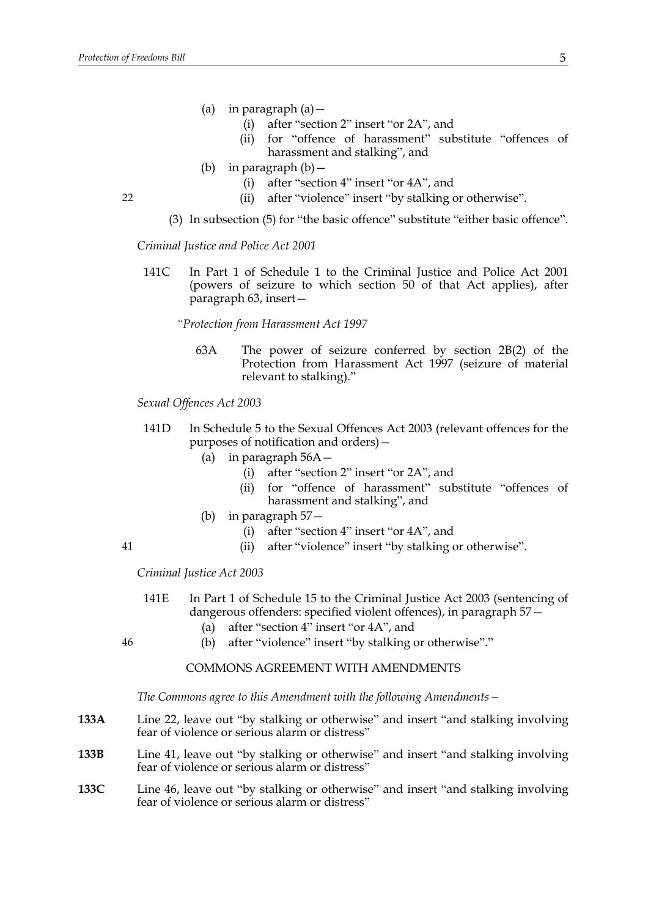(a) in paragraph (a)—
   (i) after "section 2" insert "or 2A", and
   (ii) for "offence of harassment" substitute "offences of harassment and stalking", and

(b) in paragraph (b)—
   (i) after "section 4" insert "or 4A", and

22 (ii) after "violence" insert "by stalking or otherwise".

(3) In subsection (5) for "the basic offence" substitute "either basic offence".

*Criminal Justice and Police Act 2001*

141C In Part 1 of Schedule 1 to the Criminal Justice and Police Act 2001 (powers of seizure to which section 50 of that Act applies), after paragraph 63, insert—

*"Protection from Harassment Act 1997*

63A The power of seizure conferred by section 2B(2) of the Protection from Harassment Act 1997 (seizure of material relevant to stalking)."

*Sexual Offences Act 2003*

141D In Schedule 5 to the Sexual Offences Act 2003 (relevant offences for the purposes of notification and orders)—

(a) in paragraph 56A—
   (i) after "section 2" insert "or 2A", and
   (ii) for "offence of harassment" substitute "offences of harassment and stalking", and

(b) in paragraph 57—
   (i) after "section 4" insert "or 4A", and

41 (ii) after "violence" insert "by stalking or otherwise".

*Criminal Justice Act 2003*

141E In Part 1 of Schedule 15 to the Criminal Justice Act 2003 (sentencing of dangerous offenders: specified violent offences), in paragraph 57—

(a) after "section 4" insert "or 4A", and

46 (b) after "violence" insert "by stalking or otherwise"."

COMMONS AGREEMENT WITH AMENDMENTS

*The Commons agree to this Amendment with the following Amendments—*

**133A** Line 22, leave out "by stalking or otherwise" and insert "and stalking involving fear of violence or serious alarm or distress"

**133B** Line 41, leave out "by stalking or otherwise" and insert "and stalking involving fear of violence or serious alarm or distress"

**133C** Line 46, leave out "by stalking or otherwise" and insert "and stalking involving fear of violence or serious alarm or distress"